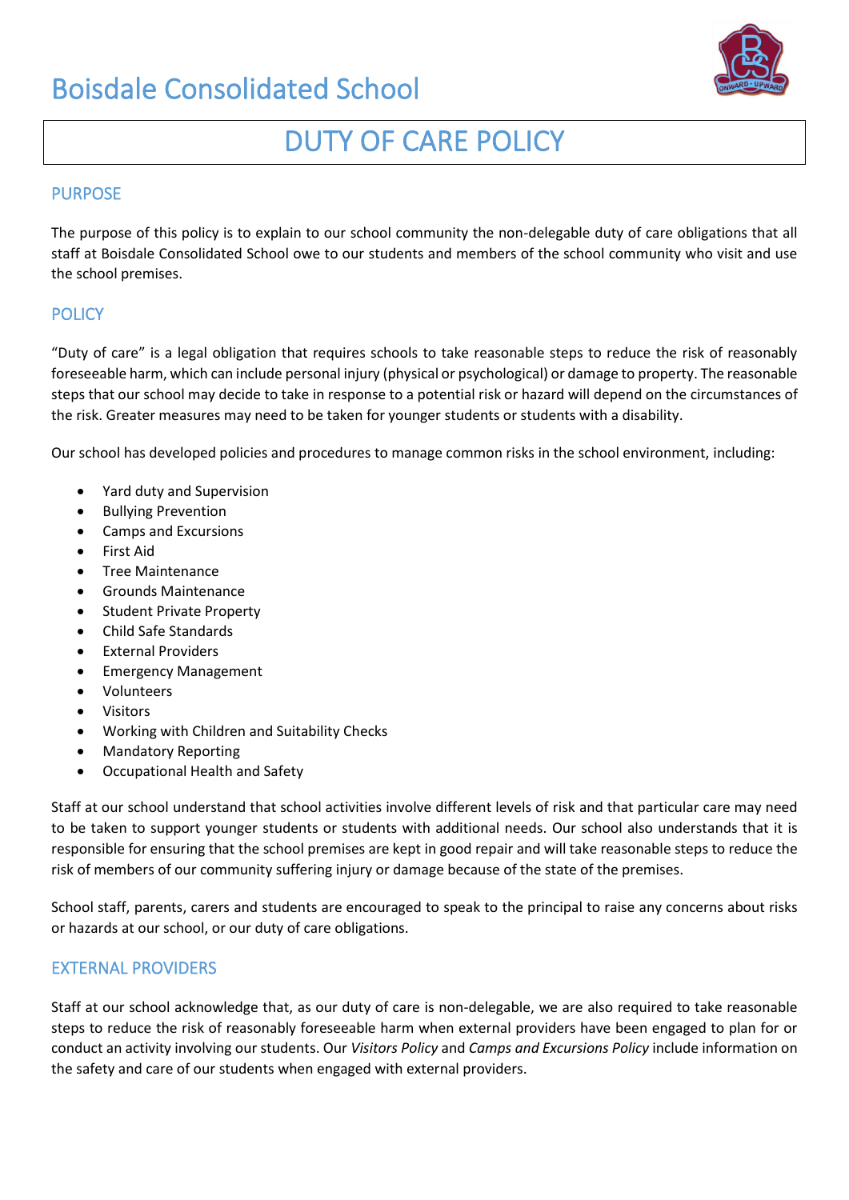# Boisdale Consolidated School

## DUTY OF CARE POLICY

### PURPOSE

The purpose of this policy is to explain to our school community the non-delegable duty of care obligations that all staff at Boisdale Consolidated School owe to our students and members of the school community who visit and use the school premises.

### POLICY

"Duty of care" is a legal obligation that requires schools to take reasonable steps to reduce the risk of reasonably foreseeable harm, which can include personal injury (physical or psychological) or damage to property. The reasonable steps that our school may decide to take in response to a potential risk or hazard will depend on the circumstances of the risk. Greater measures may need to be taken for younger students or students with a disability.

Our school has developed policies and procedures to manage common risks in the school environment, including:

- Yard duty and Supervision
- Bullying Prevention
- Camps and Excursions
- First Aid
- Tree Maintenance
- Grounds Maintenance
- Student Private Property
- Child Safe Standards
- External Providers
- Emergency Management
- Volunteers
- Visitors
- Working with Children and Suitability Checks
- Mandatory Reporting
- Occupational Health and Safety

Staff at our school understand that school activities involve different levels of risk and that particular care may need to be taken to support younger students or students with additional needs. Our school also understands that it is responsible for ensuring that the school premises are kept in good repair and will take reasonable steps to reduce the risk of members of our community suffering injury or damage because of the state of the premises.

School staff, parents, carers and students are encouraged to speak to the principal to raise any concerns about risks or hazards at our school, or our duty of care obligations.

### EXTERNAL PROVIDERS

Staff at our school acknowledge that, as our duty of care is non-delegable, we are also required to take reasonable steps to reduce the risk of reasonably foreseeable harm when external providers have been engaged to plan for or conduct an activity involving our students. Our *Visitors Policy* and *Camps and Excursions Policy* include information on the safety and care of our students when engaged with external providers.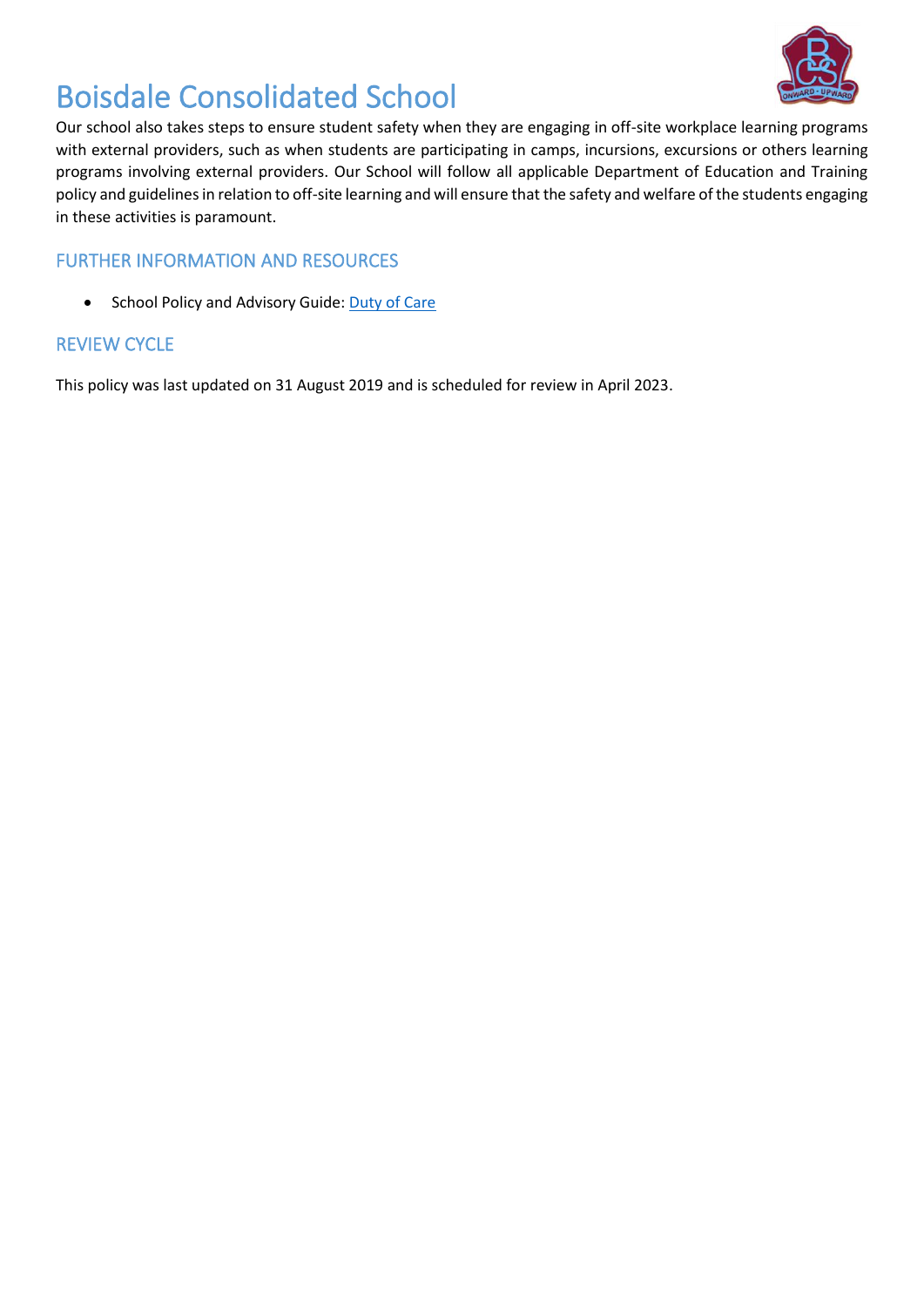# Boisdale Consolidated School

Our school also takes steps to ensure student safety when they are engaging in off-site workplace learning programs with external providers, such as when students are participating in camps, incursions, excursions or others learning programs involving external providers. Our School will follow all applicable Department of Education and Training policy and guidelines in relation to off-site learning and will ensure that the safety and welfare of the students engaging in these activities is paramount.

## FURTHER INFORMATION AND RESOURCES

- School Policy and Advisory Guide: Duty of Care

## REVIEW CYCLE

This policy was last updated on 31 August 2019 and is scheduled for review in April 2023.